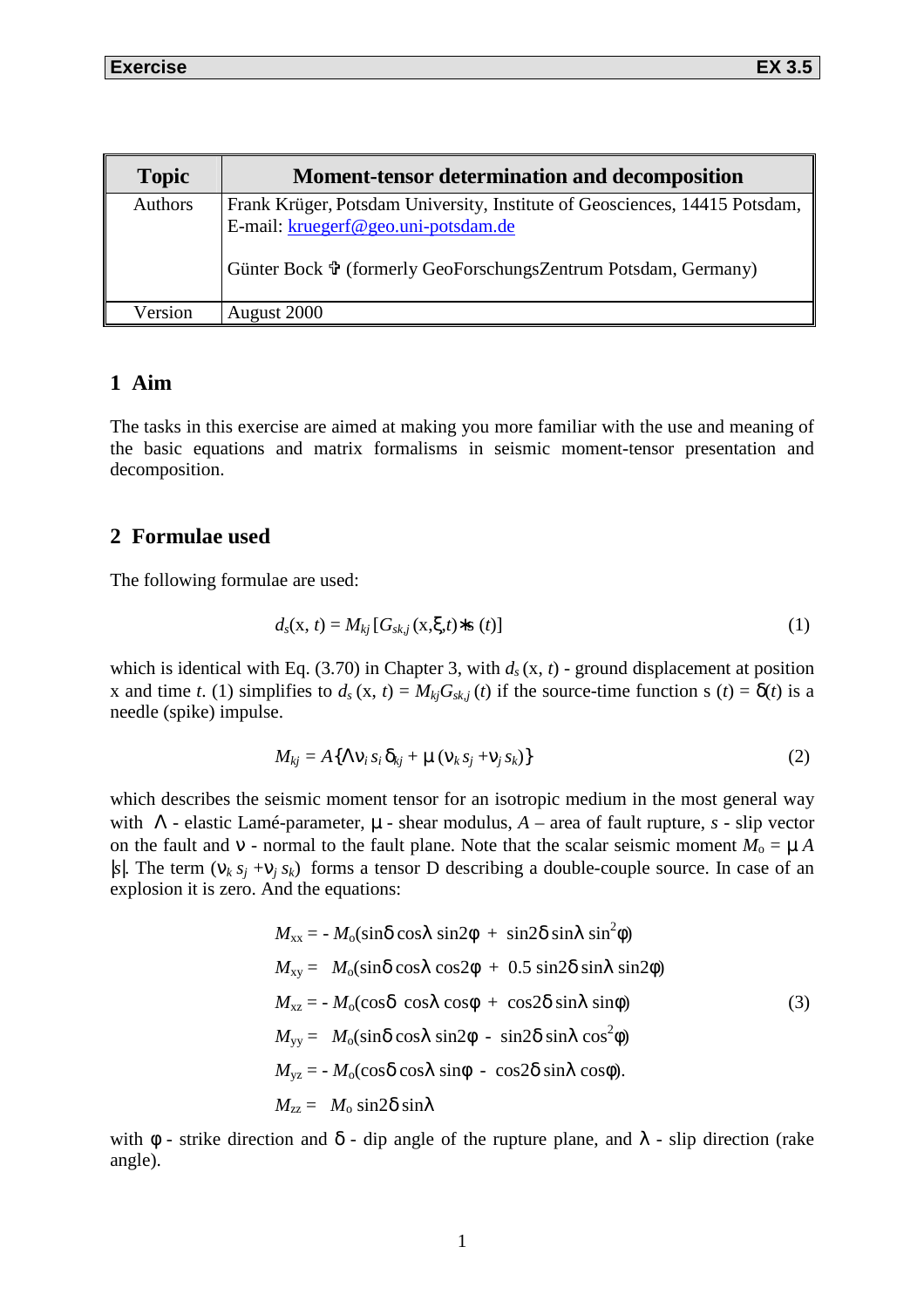| Topic | Moment-tensor determination and decomposition |
|---|---|
| Authors | Frank Krüger, Potsdam University, Institute of Geosciences, 14415 Potsdam, E-mail: kruegerf@geo.uni-potsdam.de<br><br>Günter Bock ✞ (formerly GeoForschungsZentrum Potsdam, Germany) |
| Version | August 2000 |

## 1 Aim

The tasks in this exercise are aimed at making you more familiar with the use and meaning of the basic equations and matrix formalisms in seismic moment-tensor presentation and decomposition.

## 2 Formulae used

The following formulae are used:

$$d_s(\mathrm{x}, t) = M_{kj}\,[G_{sk,j}\,(\mathrm{x},\xi,t) * s\,(t)] \tag{1}$$

which is identical with Eq. (3.70) in Chapter 3, with $d_s\,(\mathrm{x}, t)$ - ground displacement at position x and time $t$. (1) simplifies to $d_s\,(\mathrm{x}, t) = M_{kj}G_{sk,j}\,(t)$ if the source-time function s $(t) = \delta(t)$ is a needle (spike) impulse.

$$M_{kj} = A\{\Lambda \nu_i\, s_i\, \delta_{kj} + \mu\,(\nu_k\, s_j + \nu_j\, s_k)\} \tag{2}$$

which describes the seismic moment tensor for an isotropic medium in the most general way with $\Lambda$ - elastic Lamé-parameter, $\mu$ - shear modulus, $A$ – area of fault rupture, $s$ - slip vector on the fault and $\nu$ - normal to the fault plane. Note that the scalar seismic moment $M_o = \mu\, A\, |s|$. The term $(\nu_k\, s_j + \nu_j\, s_k)$ forms a tensor D describing a double-couple source. In case of an explosion it is zero. And the equations:

$$
\begin{aligned}
M_{xx} &= -\,M_o(\sin\delta\cos\lambda\,\sin 2\phi \;+\; \sin 2\delta\,\sin\lambda\,\sin^2\phi) \\
M_{xy} &= \;\;\,M_o(\sin\delta\cos\lambda\,\cos 2\phi \;+\; 0.5\,\sin 2\delta\,\sin\lambda\,\sin 2\phi) \\
M_{xz} &= -\,M_o(\cos\delta\;\cos\lambda\,\cos\phi \;+\; \cos 2\delta\,\sin\lambda\,\sin\phi) \\
M_{yy} &= \;\;\,M_o(\sin\delta\cos\lambda\,\sin 2\phi \;-\; \sin 2\delta\,\sin\lambda\,\cos^2\phi) \\
M_{yz} &= -\,M_o(\cos\delta\cos\lambda\,\sin\phi \;-\; \cos 2\delta\,\sin\lambda\,\cos\phi). \\
M_{zz} &= \;\;\,M_o\,\sin 2\delta\,\sin\lambda
\end{aligned} \tag{3}
$$

with $\phi$ - strike direction and $\delta$ - dip angle of the rupture plane, and $\lambda$ - slip direction (rake angle).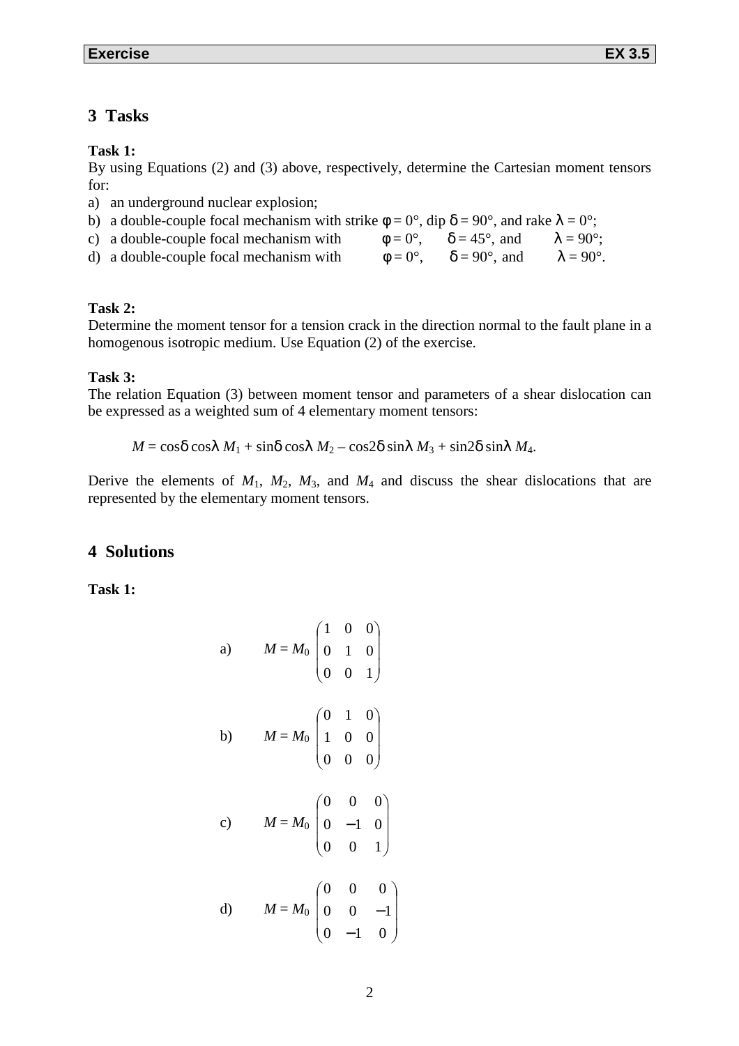## 3 Tasks

**Task 1:**
By using Equations (2) and (3) above, respectively, determine the Cartesian moment tensors for:

a) an underground nuclear explosion;
b) a double-couple focal mechanism with strike $\phi = 0°$, dip $\delta = 90°$, and rake $\lambda = 0°$;
c) a double-couple focal mechanism with $\phi = 0°$, $\delta = 45°$, and $\lambda = 90°$;
d) a double-couple focal mechanism with $\phi = 0°$, $\delta = 90°$, and $\lambda = 90°$.

**Task 2:**
Determine the moment tensor for a tension crack in the direction normal to the fault plane in a homogenous isotropic medium. Use Equation (2) of the exercise.

**Task 3:**
The relation Equation (3) between moment tensor and parameters of a shear dislocation can be expressed as a weighted sum of 4 elementary moment tensors:

$$M = \cos\delta \cos\lambda\, M_1 + \sin\delta \cos\lambda\, M_2 - \cos2\delta \sin\lambda\, M_3 + \sin2\delta \sin\lambda\, M_4.$$

Derive the elements of $M_1$, $M_2$, $M_3$, and $M_4$ and discuss the shear dislocations that are represented by the elementary moment tensors.

## 4 Solutions

**Task 1:**

a) $$M = M_0 \begin{pmatrix} 1 & 0 & 0 \\ 0 & 1 & 0 \\ 0 & 0 & 1 \end{pmatrix}$$

b) $$M = M_0 \begin{pmatrix} 0 & 1 & 0 \\ 1 & 0 & 0 \\ 0 & 0 & 0 \end{pmatrix}$$

c) $$M = M_0 \begin{pmatrix} 0 & 0 & 0 \\ 0 & -1 & 0 \\ 0 & 0 & 1 \end{pmatrix}$$

d) $$M = M_0 \begin{pmatrix} 0 & 0 & 0 \\ 0 & 0 & -1 \\ 0 & -1 & 0 \end{pmatrix}$$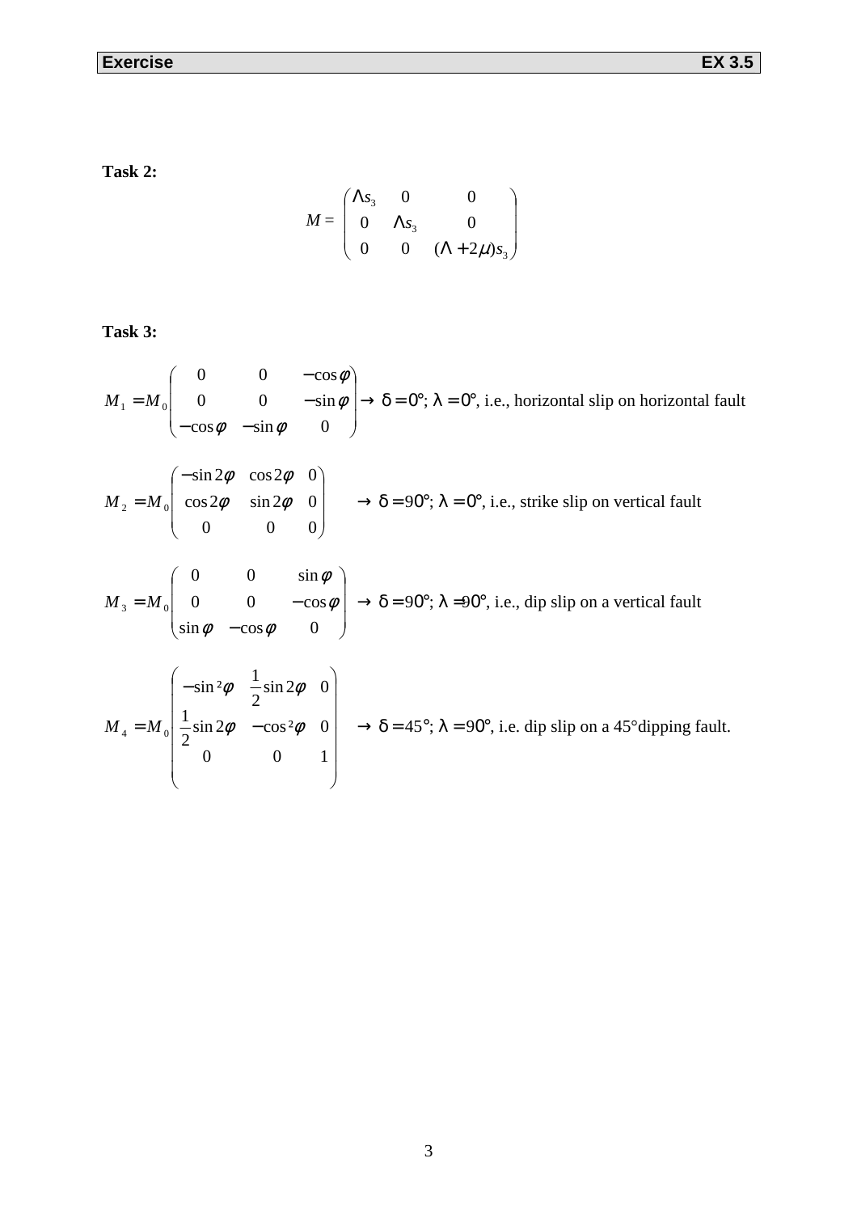**Task 2:**

$$M = \begin{pmatrix} \Lambda s_3 & 0 & 0 \\ 0 & \Lambda s_3 & 0 \\ 0 & 0 & (\Lambda + 2\mu) s_3 \end{pmatrix}$$

**Task 3:**

$$M_1 = M_0 \begin{pmatrix} 0 & 0 & -\cos\phi \\ 0 & 0 & -\sin\phi \\ -\cos\phi & -\sin\phi & 0 \end{pmatrix}$$ $\rightarrow$ $\delta = 0°$; $\lambda = 0°$, i.e., horizontal slip on horizontal fault

$$M_2 = M_0 \begin{pmatrix} -\sin 2\phi & \cos 2\phi & 0 \\ \cos 2\phi & \sin 2\phi & 0 \\ 0 & 0 & 0 \end{pmatrix}$$ $\rightarrow$ $\delta = 90°$; $\lambda = 0°$, i.e., strike slip on vertical fault

$$M_3 = M_0 \begin{pmatrix} 0 & 0 & \sin\phi \\ 0 & 0 & -\cos\phi \\ \sin\phi & -\cos\phi & 0 \end{pmatrix}$$ $\rightarrow$ $\delta = 90°$; $\lambda = 90°$, i.e., dip slip on a vertical fault

$$M_4 = M_0 \begin{pmatrix} -\sin^2\phi & \frac{1}{2}\sin 2\phi & 0 \\ \frac{1}{2}\sin 2\phi & -\cos^2\phi & 0 \\ 0 & 0 & 1 \end{pmatrix}$$ $\rightarrow$ $\delta = 45°$; $\lambda = 90°$, i.e. dip slip on a 45°dipping fault.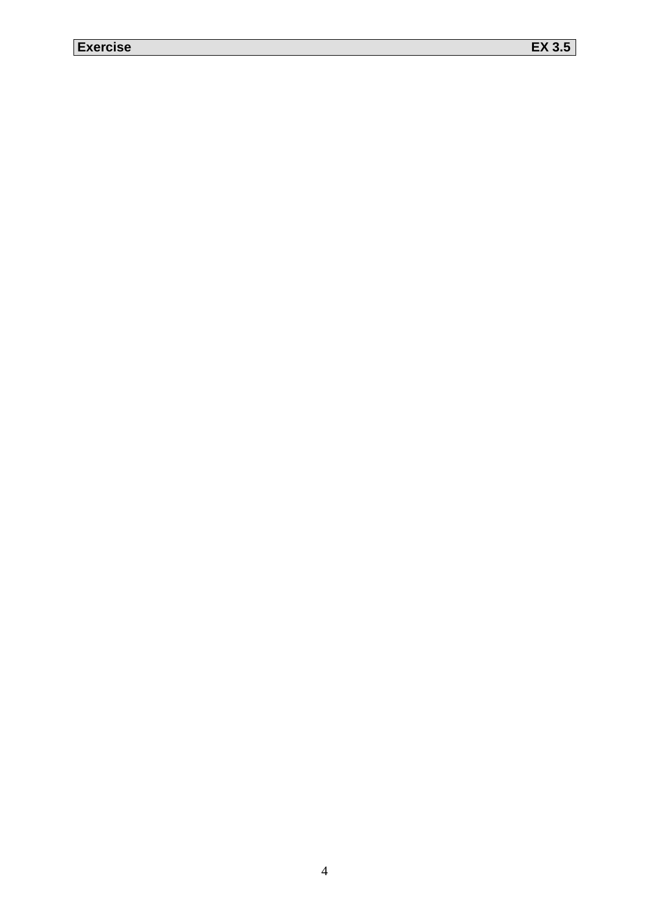**Exercise** **EX 3.5**